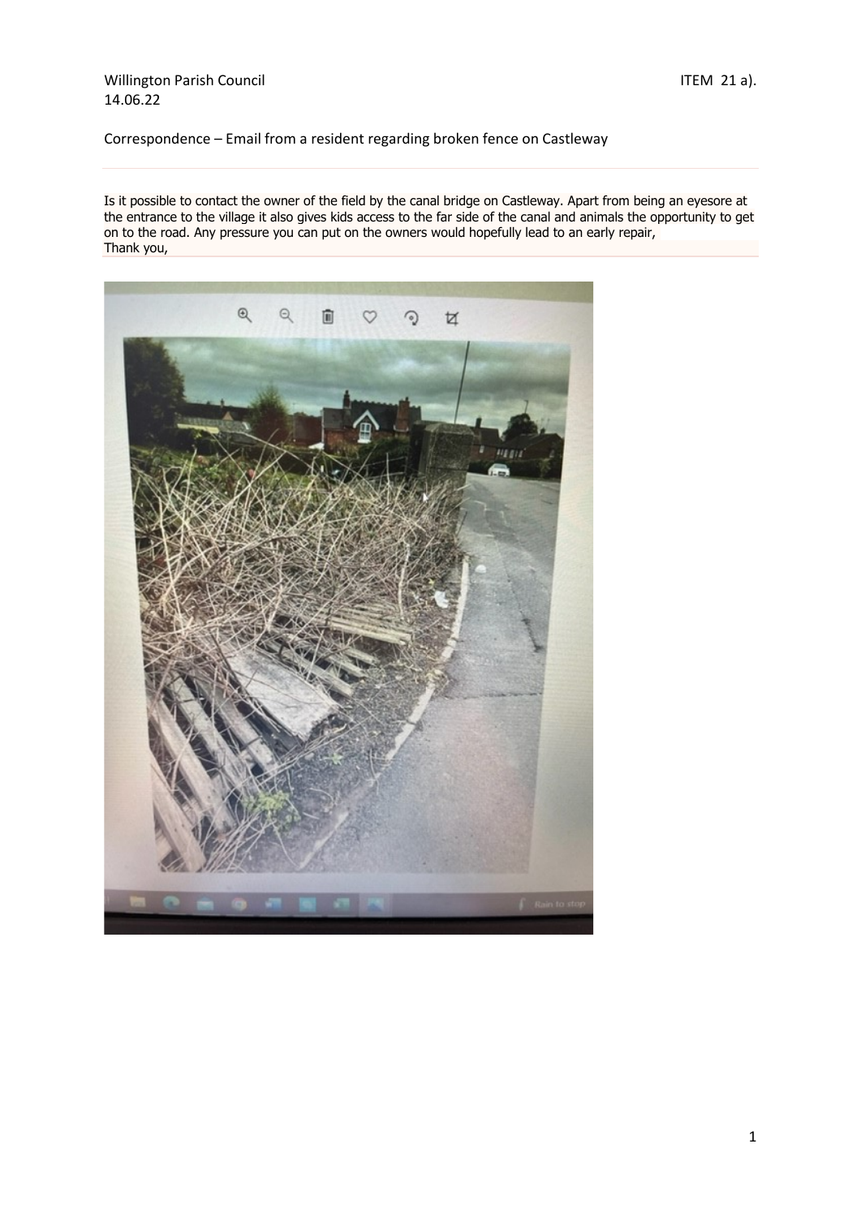Willington Parish Council

14.06.22

ITEM 21 a).

Correspondence – Email from a resident regarding broken fence on Castleway

Is it possible to contact the owner of the field by the canal bridge on Castleway. Apart from being an eyesore at the entrance to the village it also gives kids access to the far side of the canal and animals the opportunity to get on to the road. Any pressure you can put on the owners would hopefully lead to an early repair,

Thank you,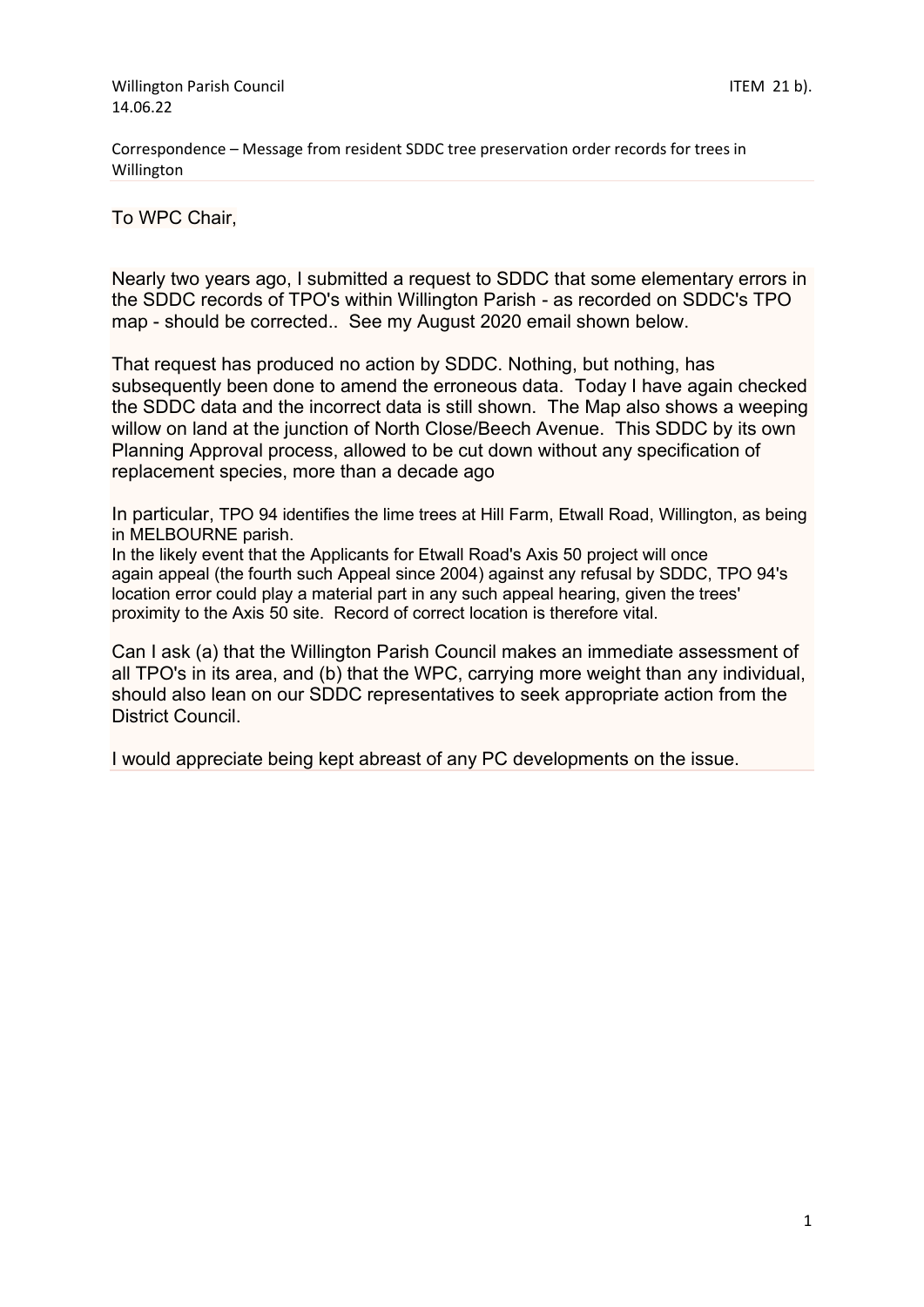Willington Parish Council ITEM 21 b).
14.06.22

Correspondence – Message from resident SDDC tree preservation order records for trees in Willington

To WPC Chair,

Nearly two years ago, I submitted a request to SDDC that some elementary errors in the SDDC records of TPO's within Willington Parish - as recorded on SDDC's TPO map - should be corrected.. See my August 2020 email shown below.

That request has produced no action by SDDC. Nothing, but nothing, has subsequently been done to amend the erroneous data. Today I have again checked the SDDC data and the incorrect data is still shown. The Map also shows a weeping willow on land at the junction of North Close/Beech Avenue. This SDDC by its own Planning Approval process, allowed to be cut down without any specification of replacement species, more than a decade ago

In particular, TPO 94 identifies the lime trees at Hill Farm, Etwall Road, Willington, as being in MELBOURNE parish.
In the likely event that the Applicants for Etwall Road's Axis 50 project will once again appeal (the fourth such Appeal since 2004) against any refusal by SDDC, TPO 94's location error could play a material part in any such appeal hearing, given the trees' proximity to the Axis 50 site. Record of correct location is therefore vital.

Can I ask (a) that the Willington Parish Council makes an immediate assessment of all TPO's in its area, and (b) that the WPC, carrying more weight than any individual, should also lean on our SDDC representatives to seek appropriate action from the District Council.

I would appreciate being kept abreast of any PC developments on the issue.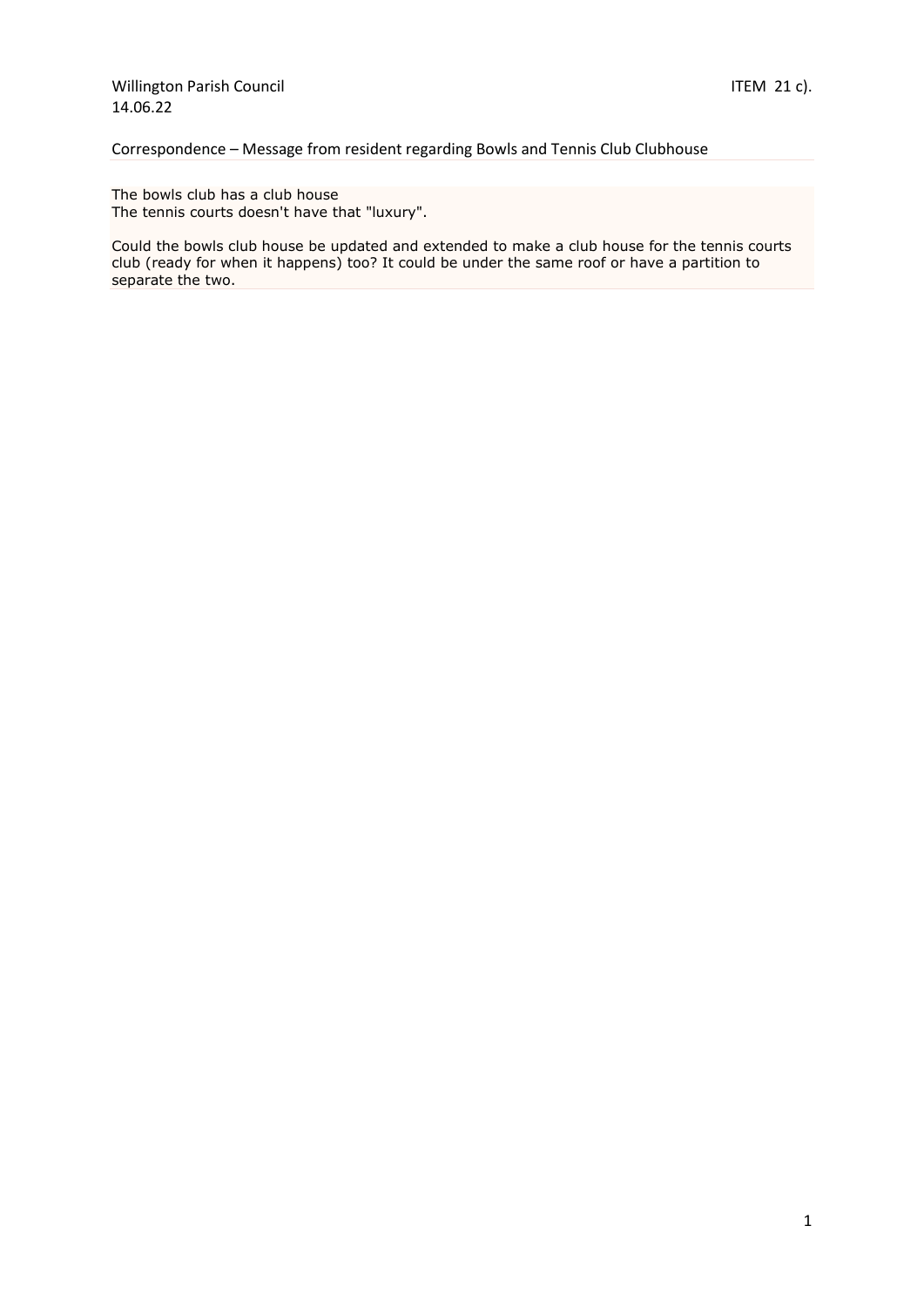Willington Parish Council ITEM 21 c).
14.06.22

Correspondence – Message from resident regarding Bowls and Tennis Club Clubhouse

The bowls club has a club house
The tennis courts doesn't have that "luxury".

Could the bowls club house be updated and extended to make a club house for the tennis courts club (ready for when it happens) too? It could be under the same roof or have a partition to separate the two.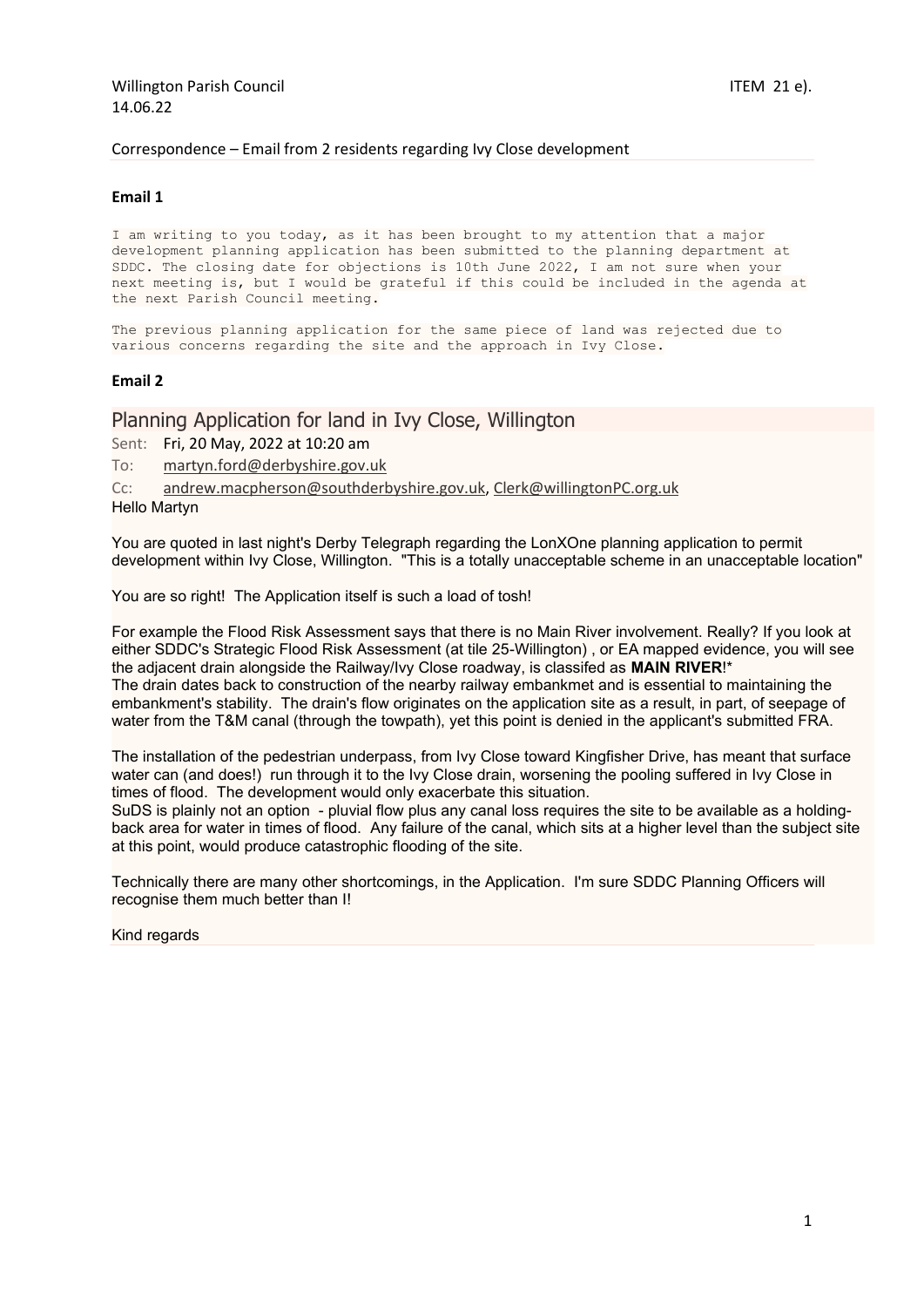Willington Parish Council ITEM 21 e).
14.06.22

Correspondence – Email from 2 residents regarding Ivy Close development

**Email 1**

I am writing to you today, as it has been brought to my attention that a major development planning application has been submitted to the planning department at SDDC. The closing date for objections is 10th June 2022, I am not sure when your next meeting is, but I would be grateful if this could be included in the agenda at the next Parish Council meeting.

The previous planning application for the same piece of land was rejected due to various concerns regarding the site and the approach in Ivy Close.

**Email 2**

## Planning Application for land in Ivy Close, Willington

Sent: Fri, 20 May, 2022 at 10:20 am

To: martyn.ford@derbyshire.gov.uk

Cc: andrew.macpherson@southderbyshire.gov.uk, Clerk@willingtonPC.org.uk

Hello Martyn

You are quoted in last night's Derby Telegraph regarding the LonXOne planning application to permit development within Ivy Close, Willington. "This is a totally unacceptable scheme in an unacceptable location"

You are so right! The Application itself is such a load of tosh!

For example the Flood Risk Assessment says that there is no Main River involvement. Really? If you look at either SDDC's Strategic Flood Risk Assessment (at tile 25-Willington) , or EA mapped evidence, you will see the adjacent drain alongside the Railway/Ivy Close roadway, is classifed as **MAIN RIVER**!*
The drain dates back to construction of the nearby railway embankmet and is essential to maintaining the embankment's stability. The drain's flow originates on the application site as a result, in part, of seepage of water from the T&M canal (through the towpath), yet this point is denied in the applicant's submitted FRA.

The installation of the pedestrian underpass, from Ivy Close toward Kingfisher Drive, has meant that surface water can (and does!) run through it to the Ivy Close drain, worsening the pooling suffered in Ivy Close in times of flood. The development would only exacerbate this situation.
SuDS is plainly not an option - pluvial flow plus any canal loss requires the site to be available as a holding-back area for water in times of flood. Any failure of the canal, which sits at a higher level than the subject site at this point, would produce catastrophic flooding of the site.

Technically there are many other shortcomings, in the Application. I'm sure SDDC Planning Officers will recognise them much better than I!

Kind regards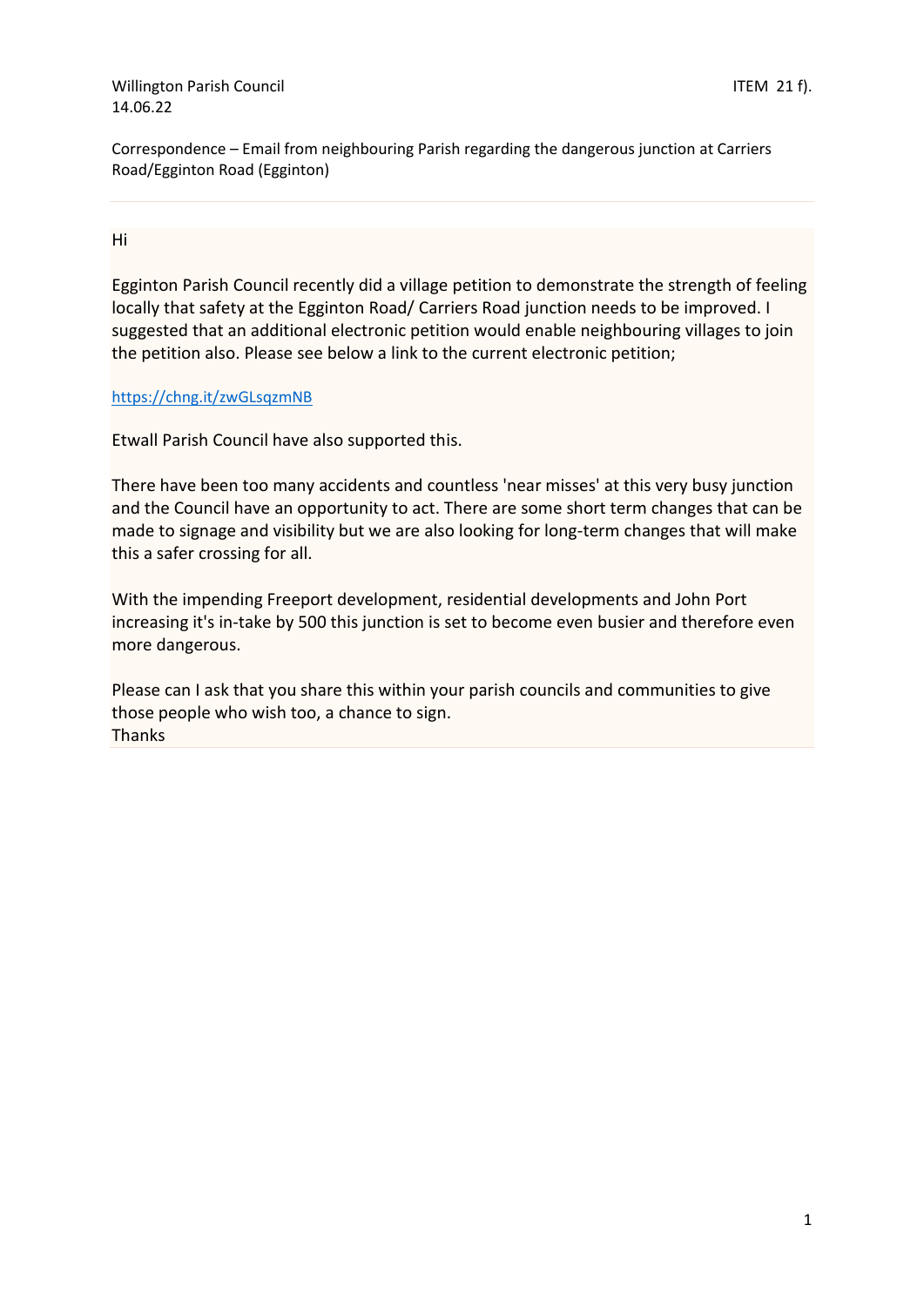Willington Parish Council
14.06.22

ITEM 21 f).

Correspondence – Email from neighbouring Parish regarding the dangerous junction at Carriers Road/Egginton Road (Egginton)

---

Hi

Egginton Parish Council recently did a village petition to demonstrate the strength of feeling locally that safety at the Egginton Road/ Carriers Road junction needs to be improved. I suggested that an additional electronic petition would enable neighbouring villages to join the petition also. Please see below a link to the current electronic petition;

[https://chng.it/zwGLsqzmNB](https://chng.it/zwGLsqzmNB)

Etwall Parish Council have also supported this.

There have been too many accidents and countless 'near misses' at this very busy junction and the Council have an opportunity to act. There are some short term changes that can be made to signage and visibility but we are also looking for long-term changes that will make this a safer crossing for all.

With the impending Freeport development, residential developments and John Port increasing it's in-take by 500 this junction is set to become even busier and therefore even more dangerous.

Please can I ask that you share this within your parish councils and communities to give those people who wish too, a chance to sign.
Thanks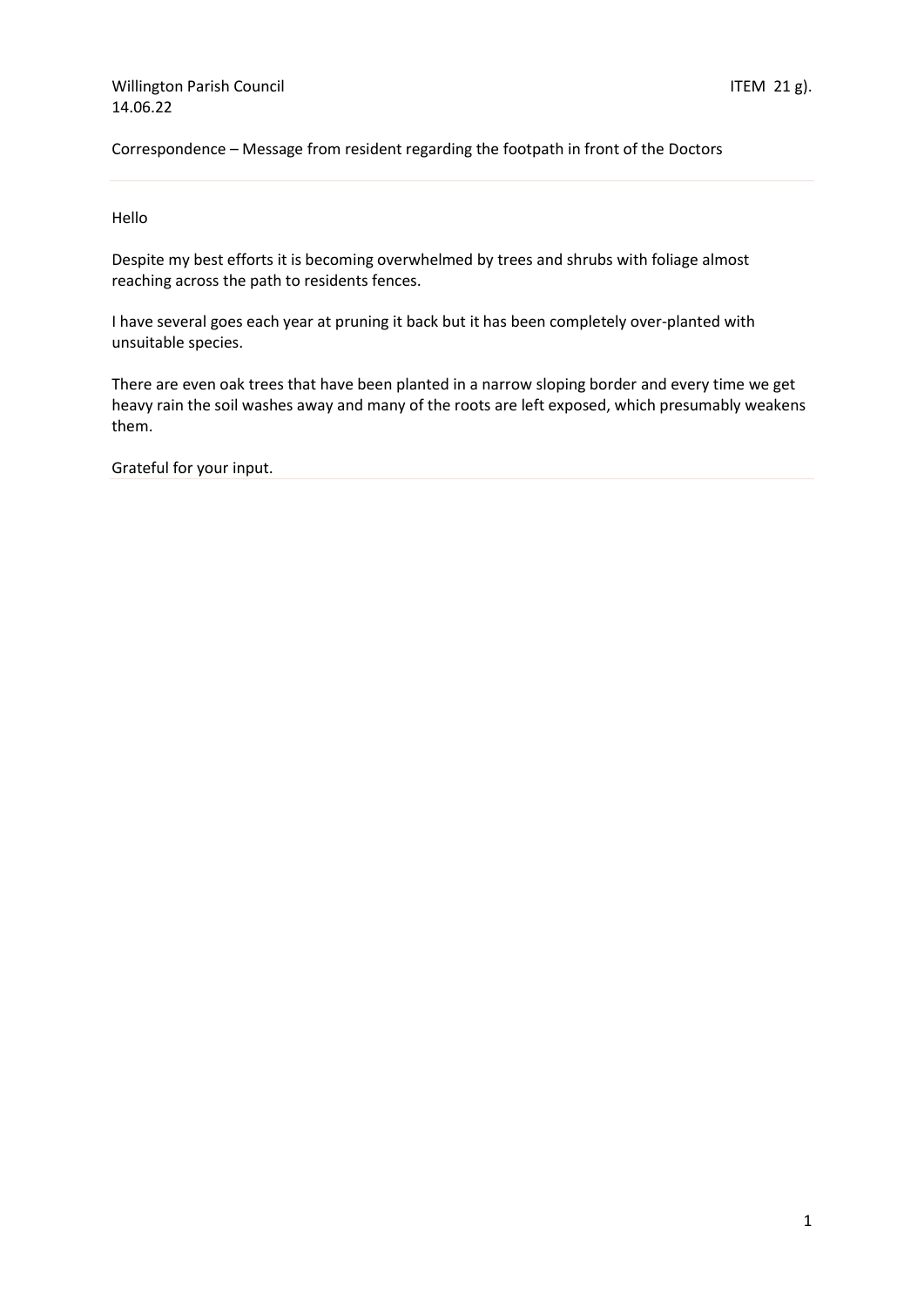Willington Parish Council
14.06.22

ITEM 21 g).

Correspondence – Message from resident regarding the footpath in front of the Doctors

---

Hello

Despite my best efforts it is becoming overwhelmed by trees and shrubs with foliage almost reaching across the path to residents fences.

I have several goes each year at pruning it back but it has been completely over-planted with unsuitable species.

There are even oak trees that have been planted in a narrow sloping border and every time we get heavy rain the soil washes away and many of the roots are left exposed, which presumably weakens them.

Grateful for your input.